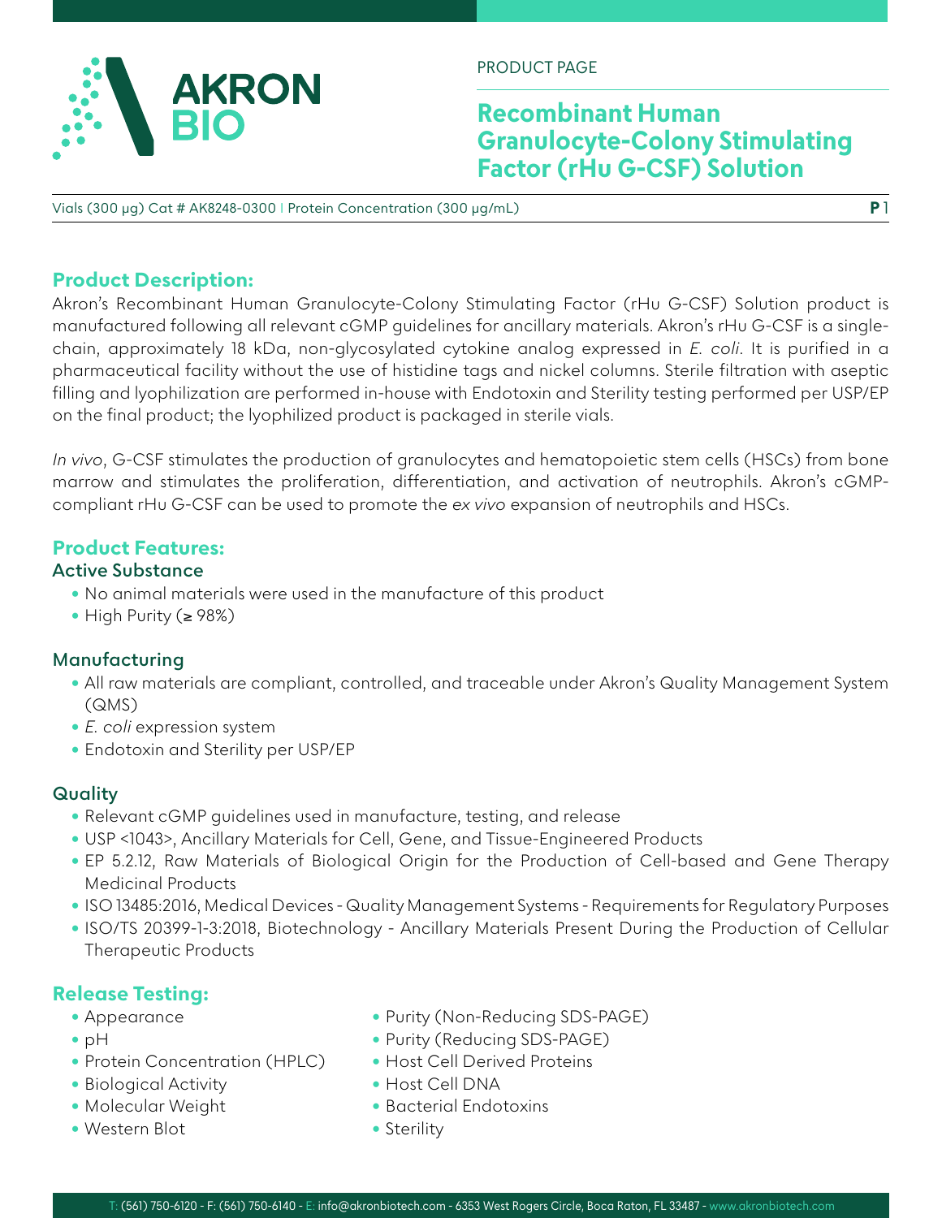PRODUCT PAGE

# Recombinant Human Granulocyte-Colony Stimulating Factor (rHu G-CSF) Solution

Vials (300 µg) Cat # AK8248-0300 | Protein Concentration (300 µg/mL)

## Product Description:

Akron's Recombinant Human Granulocyte-Colony Stimulating Factor (rHu G-CSF) Solution product is manufactured following all relevant cGMP guidelines for ancillary materials. Akron's rHu G-CSF is a single-chain, approximately 18 kDa, non-glycosylated cytokine analog expressed in *E. coli*. It is purified in a pharmaceutical facility without the use of histidine tags and nickel columns. Sterile filtration with aseptic filling and lyophilization are performed in-house with Endotoxin and Sterility testing performed per USP/EP on the final product; the lyophilized product is packaged in sterile vials.

*In vivo*, G-CSF stimulates the production of granulocytes and hematopoietic stem cells (HSCs) from bone marrow and stimulates the proliferation, differentiation, and activation of neutrophils. Akron's cGMP-compliant rHu G-CSF can be used to promote the *ex vivo* expansion of neutrophils and HSCs.

## Product Features:

### Active Substance

- No animal materials were used in the manufacture of this product
- High Purity (≥ 98%)

### Manufacturing

- All raw materials are compliant, controlled, and traceable under Akron's Quality Management System (QMS)
- *E. coli* expression system
- Endotoxin and Sterility per USP/EP

### Quality

- Relevant cGMP guidelines used in manufacture, testing, and release
- USP <1043>, Ancillary Materials for Cell, Gene, and Tissue-Engineered Products
- EP 5.2.12, Raw Materials of Biological Origin for the Production of Cell-based and Gene Therapy Medicinal Products
- ISO 13485:2016, Medical Devices - Quality Management Systems - Requirements for Regulatory Purposes
- ISO/TS 20399-1-3:2018, Biotechnology - Ancillary Materials Present During the Production of Cellular Therapeutic Products

## Release Testing:

- Appearance
- pH
- Protein Concentration (HPLC)
- Biological Activity
- Molecular Weight
- Western Blot
- Purity (Non-Reducing SDS-PAGE)
- Purity (Reducing SDS-PAGE)
- Host Cell Derived Proteins
- Host Cell DNA
- Bacterial Endotoxins
- Sterility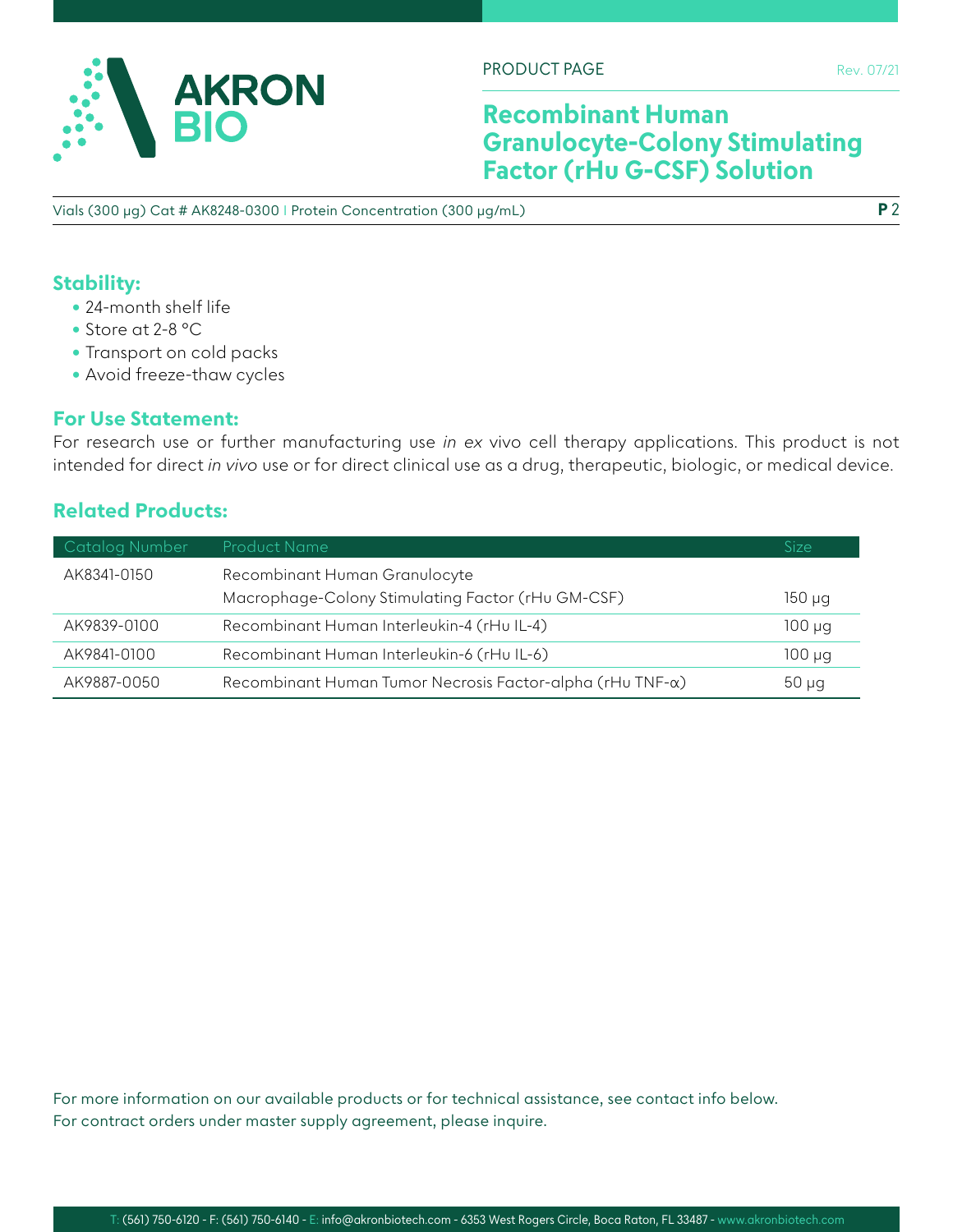## Stability:

- 24-month shelf life
- Store at 2-8 °C
- Transport on cold packs
- Avoid freeze-thaw cycles

## For Use Statement:

For research use or further manufacturing use *in ex* vivo cell therapy applications. This product is not intended for direct *in vivo* use or for direct clinical use as a drug, therapeutic, biologic, or medical device.

## Related Products:

| Catalog Number | Product Name | Size |
|---|---|---|
| AK8341-0150 | Recombinant Human Granulocyte Macrophage-Colony Stimulating Factor (rHu GM-CSF) | 150 µg |
| AK9839-0100 | Recombinant Human Interleukin-4 (rHu IL-4) | 100 µg |
| AK9841-0100 | Recombinant Human Interleukin-6 (rHu IL-6) | 100 µg |
| AK9887-0050 | Recombinant Human Tumor Necrosis Factor-alpha (rHu TNF-α) | 50 µg |

For more information on our available products or for technical assistance, see contact info below.
For contract orders under master supply agreement, please inquire.

T: (561) 750-6120 - F: (561) 750-6140 - E: info@akronbiotech.com - 6353 West Rogers Circle, Boca Raton, FL 33487 - www.akronbiotech.com